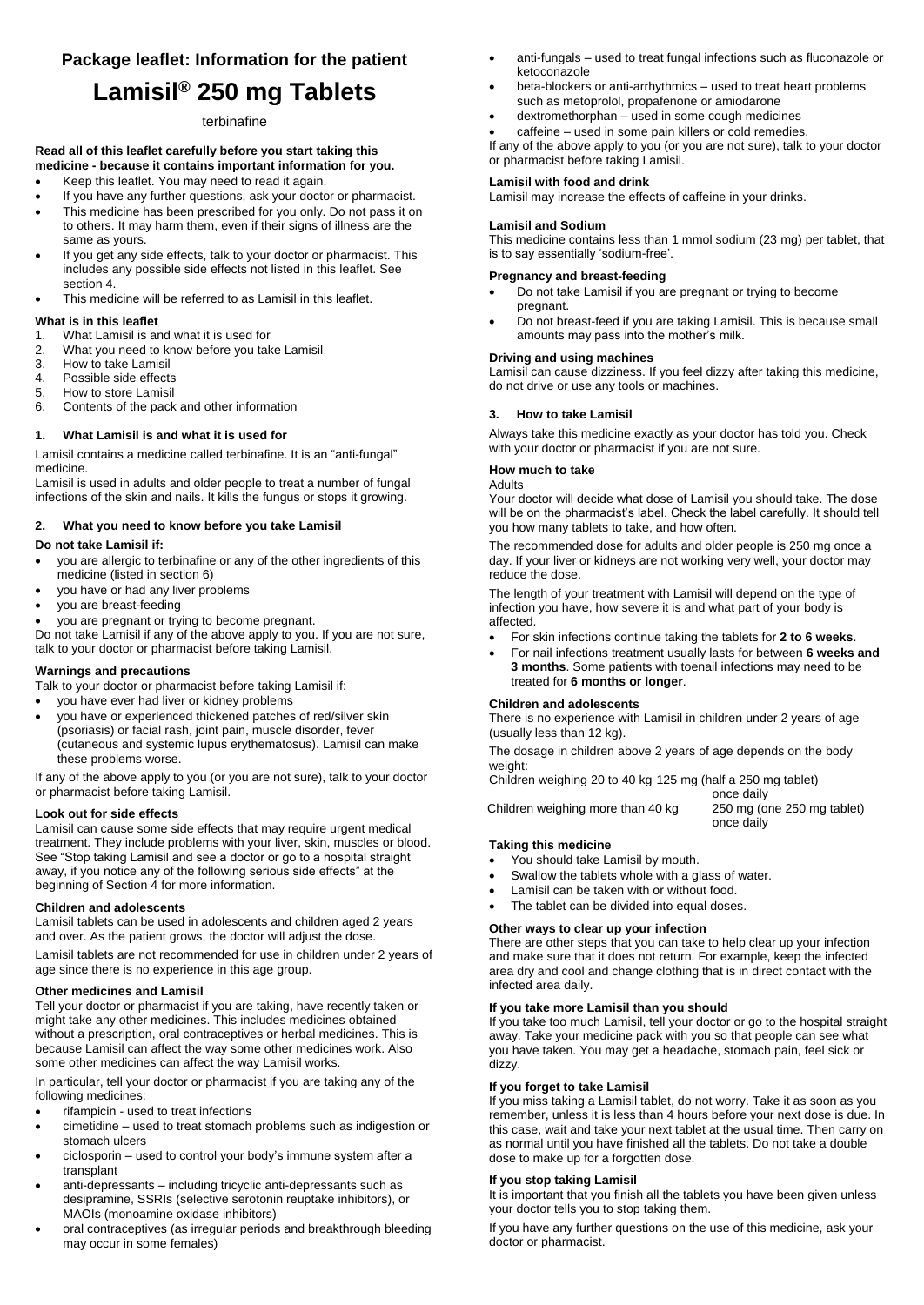# Package leaflet: Information for the patient

# Lamisil® 250 mg Tablets

terbinafine

**Read all of this leaflet carefully before you start taking this medicine - because it contains important information for you.**

- Keep this leaflet. You may need to read it again.
- If you have any further questions, ask your doctor or pharmacist.
- This medicine has been prescribed for you only. Do not pass it on to others. It may harm them, even if their signs of illness are the same as yours.
- If you get any side effects, talk to your doctor or pharmacist. This includes any possible side effects not listed in this leaflet. See section 4.
- This medicine will be referred to as Lamisil in this leaflet.

**What is in this leaflet**

1. What Lamisil is and what it is used for
2. What you need to know before you take Lamisil
3. How to take Lamisil
4. Possible side effects
5. How to store Lamisil
6. Contents of the pack and other information

## 1. What Lamisil is and what it is used for

Lamisil contains a medicine called terbinafine. It is an "anti-fungal" medicine.

Lamisil is used in adults and older people to treat a number of fungal infections of the skin and nails. It kills the fungus or stops it growing.

## 2. What you need to know before you take Lamisil

**Do not take Lamisil if:**

- you are allergic to terbinafine or any of the other ingredients of this medicine (listed in section 6)
- you have or had any liver problems
- you are breast-feeding
- you are pregnant or trying to become pregnant.

Do not take Lamisil if any of the above apply to you. If you are not sure, talk to your doctor or pharmacist before taking Lamisil.

**Warnings and precautions**

Talk to your doctor or pharmacist before taking Lamisil if:

- you have ever had liver or kidney problems
- you have or experienced thickened patches of red/silver skin (psoriasis) or facial rash, joint pain, muscle disorder, fever (cutaneous and systemic lupus erythematosus). Lamisil can make these problems worse.

If any of the above apply to you (or you are not sure), talk to your doctor or pharmacist before taking Lamisil.

**Look out for side effects**

Lamisil can cause some side effects that may require urgent medical treatment. They include problems with your liver, skin, muscles or blood. See "Stop taking Lamisil and see a doctor or go to a hospital straight away, if you notice any of the following serious side effects" at the beginning of Section 4 for more information.

**Children and adolescents**

Lamisil tablets can be used in adolescents and children aged 2 years and over. As the patient grows, the doctor will adjust the dose.

Lamisil tablets are not recommended for use in children under 2 years of age since there is no experience in this age group.

**Other medicines and Lamisil**

Tell your doctor or pharmacist if you are taking, have recently taken or might take any other medicines. This includes medicines obtained without a prescription, oral contraceptives or herbal medicines. This is because Lamisil can affect the way some other medicines work. Also some other medicines can affect the way Lamisil works.

In particular, tell your doctor or pharmacist if you are taking any of the following medicines:

- rifampicin - used to treat infections
- cimetidine – used to treat stomach problems such as indigestion or stomach ulcers
- ciclosporin – used to control your body's immune system after a transplant
- anti-depressants – including tricyclic anti-depressants such as desipramine, SSRIs (selective serotonin reuptake inhibitors), or MAOIs (monoamine oxidase inhibitors)
- oral contraceptives (as irregular periods and breakthrough bleeding may occur in some females)
- anti-fungals – used to treat fungal infections such as fluconazole or ketoconazole
- beta-blockers or anti-arrhythmics – used to treat heart problems such as metoprolol, propafenone or amiodarone
- dextromethorphan – used in some cough medicines
- caffeine – used in some pain killers or cold remedies.

If any of the above apply to you (or you are not sure), talk to your doctor or pharmacist before taking Lamisil.

**Lamisil with food and drink**

Lamisil may increase the effects of caffeine in your drinks.

**Lamisil and Sodium**

This medicine contains less than 1 mmol sodium (23 mg) per tablet, that is to say essentially 'sodium-free'.

**Pregnancy and breast-feeding**

- Do not take Lamisil if you are pregnant or trying to become pregnant.
- Do not breast-feed if you are taking Lamisil. This is because small amounts may pass into the mother's milk.

**Driving and using machines**

Lamisil can cause dizziness. If you feel dizzy after taking this medicine, do not drive or use any tools or machines.

## 3. How to take Lamisil

Always take this medicine exactly as your doctor has told you. Check with your doctor or pharmacist if you are not sure.

**How much to take**

Adults

Your doctor will decide what dose of Lamisil you should take. The dose will be on the pharmacist's label. Check the label carefully. It should tell you how many tablets to take, and how often.

The recommended dose for adults and older people is 250 mg once a day. If your liver or kidneys are not working very well, your doctor may reduce the dose.

The length of your treatment with Lamisil will depend on the type of infection you have, how severe it is and what part of your body is affected.

- For skin infections continue taking the tablets for **2 to 6 weeks**.
- For nail infections treatment usually lasts for between **6 weeks and 3 months**. Some patients with toenail infections may need to be treated for **6 months or longer**.

**Children and adolescents**

There is no experience with Lamisil in children under 2 years of age (usually less than 12 kg).

The dosage in children above 2 years of age depends on the body weight:

| | |
|---|---|
| Children weighing 20 to 40 kg | 125 mg (half a 250 mg tablet) once daily |
| Children weighing more than 40 kg | 250 mg (one 250 mg tablet) once daily |

**Taking this medicine**

- You should take Lamisil by mouth.
- Swallow the tablets whole with a glass of water.
- Lamisil can be taken with or without food.
- The tablet can be divided into equal doses.

**Other ways to clear up your infection**

There are other steps that you can take to help clear up your infection and make sure that it does not return. For example, keep the infected area dry and cool and change clothing that is in direct contact with the infected area daily.

**If you take more Lamisil than you should**

If you take too much Lamisil, tell your doctor or go to the hospital straight away. Take your medicine pack with you so that people can see what you have taken. You may get a headache, stomach pain, feel sick or dizzy.

**If you forget to take Lamisil**

If you miss taking a Lamisil tablet, do not worry. Take it as soon as you remember, unless it is less than 4 hours before your next dose is due. In this case, wait and take your next tablet at the usual time. Then carry on as normal until you have finished all the tablets. Do not take a double dose to make up for a forgotten dose.

**If you stop taking Lamisil**

It is important that you finish all the tablets you have been given unless your doctor tells you to stop taking them.

If you have any further questions on the use of this medicine, ask your doctor or pharmacist.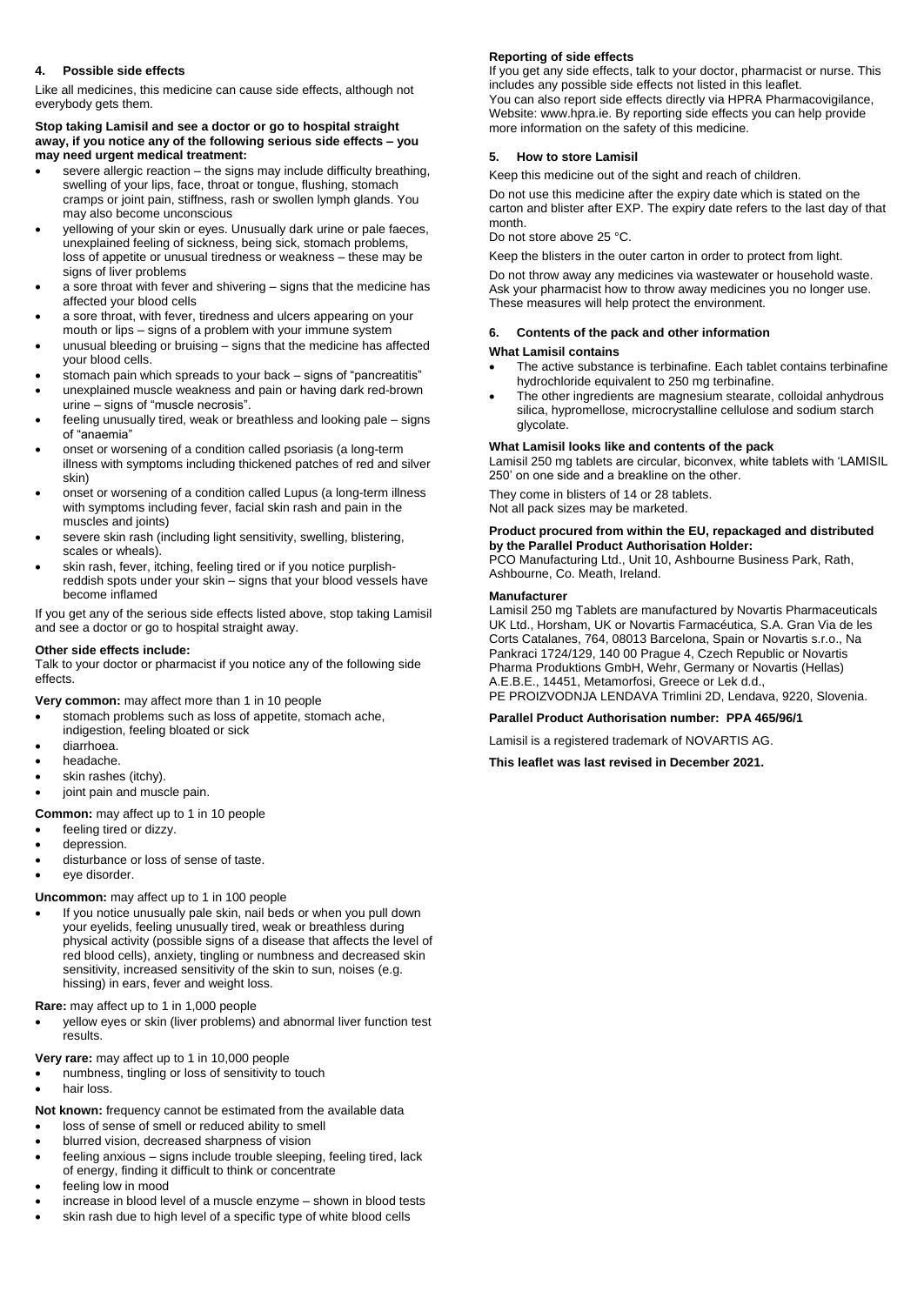## 4. Possible side effects

Like all medicines, this medicine can cause side effects, although not everybody gets them.

**Stop taking Lamisil and see a doctor or go to hospital straight away, if you notice any of the following serious side effects – you may need urgent medical treatment:**

- severe allergic reaction – the signs may include difficulty breathing, swelling of your lips, face, throat or tongue, flushing, stomach cramps or joint pain, stiffness, rash or swollen lymph glands. You may also become unconscious
- yellowing of your skin or eyes. Unusually dark urine or pale faeces, unexplained feeling of sickness, being sick, stomach problems, loss of appetite or unusual tiredness or weakness – these may be signs of liver problems
- a sore throat with fever and shivering – signs that the medicine has affected your blood cells
- a sore throat, with fever, tiredness and ulcers appearing on your mouth or lips – signs of a problem with your immune system
- unusual bleeding or bruising – signs that the medicine has affected your blood cells.
- stomach pain which spreads to your back – signs of "pancreatitis"
- unexplained muscle weakness and pain or having dark red-brown urine – signs of "muscle necrosis".
- feeling unusually tired, weak or breathless and looking pale – signs of "anaemia"
- onset or worsening of a condition called psoriasis (a long-term illness with symptoms including thickened patches of red and silver skin)
- onset or worsening of a condition called Lupus (a long-term illness with symptoms including fever, facial skin rash and pain in the muscles and joints)
- severe skin rash (including light sensitivity, swelling, blistering, scales or wheals).
- skin rash, fever, itching, feeling tired or if you notice purplish-reddish spots under your skin – signs that your blood vessels have become inflamed

If you get any of the serious side effects listed above, stop taking Lamisil and see a doctor or go to hospital straight away.

**Other side effects include:**

Talk to your doctor or pharmacist if you notice any of the following side effects.

**Very common:** may affect more than 1 in 10 people

- stomach problems such as loss of appetite, stomach ache, indigestion, feeling bloated or sick
- diarrhoea.
- headache.
- skin rashes (itchy).
- joint pain and muscle pain.

**Common:** may affect up to 1 in 10 people

- feeling tired or dizzy.
- depression.
- disturbance or loss of sense of taste.
- eye disorder.

**Uncommon:** may affect up to 1 in 100 people

- If you notice unusually pale skin, nail beds or when you pull down your eyelids, feeling unusually tired, weak or breathless during physical activity (possible signs of a disease that affects the level of red blood cells), anxiety, tingling or numbness and decreased skin sensitivity, increased sensitivity of the skin to sun, noises (e.g. hissing) in ears, fever and weight loss.

**Rare:** may affect up to 1 in 1,000 people

- yellow eyes or skin (liver problems) and abnormal liver function test results.

**Very rare:** may affect up to 1 in 10,000 people

- numbness, tingling or loss of sensitivity to touch
- hair loss.

**Not known:** frequency cannot be estimated from the available data

- loss of sense of smell or reduced ability to smell
- blurred vision, decreased sharpness of vision
- feeling anxious – signs include trouble sleeping, feeling tired, lack of energy, finding it difficult to think or concentrate
- feeling low in mood
- increase in blood level of a muscle enzyme – shown in blood tests
- skin rash due to high level of a specific type of white blood cells

**Reporting of side effects**

If you get any side effects, talk to your doctor, pharmacist or nurse. This includes any possible side effects not listed in this leaflet. You can also report side effects directly via HPRA Pharmacovigilance, Website: www.hpra.ie. By reporting side effects you can help provide more information on the safety of this medicine.

## 5. How to store Lamisil

Keep this medicine out of the sight and reach of children.

Do not use this medicine after the expiry date which is stated on the carton and blister after EXP. The expiry date refers to the last day of that month.

Do not store above 25 °C.

Keep the blisters in the outer carton in order to protect from light.

Do not throw away any medicines via wastewater or household waste. Ask your pharmacist how to throw away medicines you no longer use. These measures will help protect the environment.

## 6. Contents of the pack and other information

**What Lamisil contains**

- The active substance is terbinafine. Each tablet contains terbinafine hydrochloride equivalent to 250 mg terbinafine.
- The other ingredients are magnesium stearate, colloidal anhydrous silica, hypromellose, microcrystalline cellulose and sodium starch glycolate.

**What Lamisil looks like and contents of the pack**

Lamisil 250 mg tablets are circular, biconvex, white tablets with 'LAMISIL 250' on one side and a breakline on the other.

They come in blisters of 14 or 28 tablets.
Not all pack sizes may be marketed.

**Product procured from within the EU, repackaged and distributed by the Parallel Product Authorisation Holder:**

PCO Manufacturing Ltd., Unit 10, Ashbourne Business Park, Rath, Ashbourne, Co. Meath, Ireland.

**Manufacturer**

Lamisil 250 mg Tablets are manufactured by Novartis Pharmaceuticals UK Ltd., Horsham, UK or Novartis Farmacéutica, S.A. Gran Via de les Corts Catalanes, 764, 08013 Barcelona, Spain or Novartis s.r.o., Na Pankraci 1724/129, 140 00 Prague 4, Czech Republic or Novartis Pharma Produktions GmbH, Wehr, Germany or Novartis (Hellas) A.E.B.E., 14451, Metamorfosi, Greece or Lek d.d., PE PROIZVODNJA LENDAVA Trimlini 2D, Lendava, 9220, Slovenia.

**Parallel Product Authorisation number: PPA 465/96/1**

Lamisil is a registered trademark of NOVARTIS AG.

**This leaflet was last revised in December 2021.**